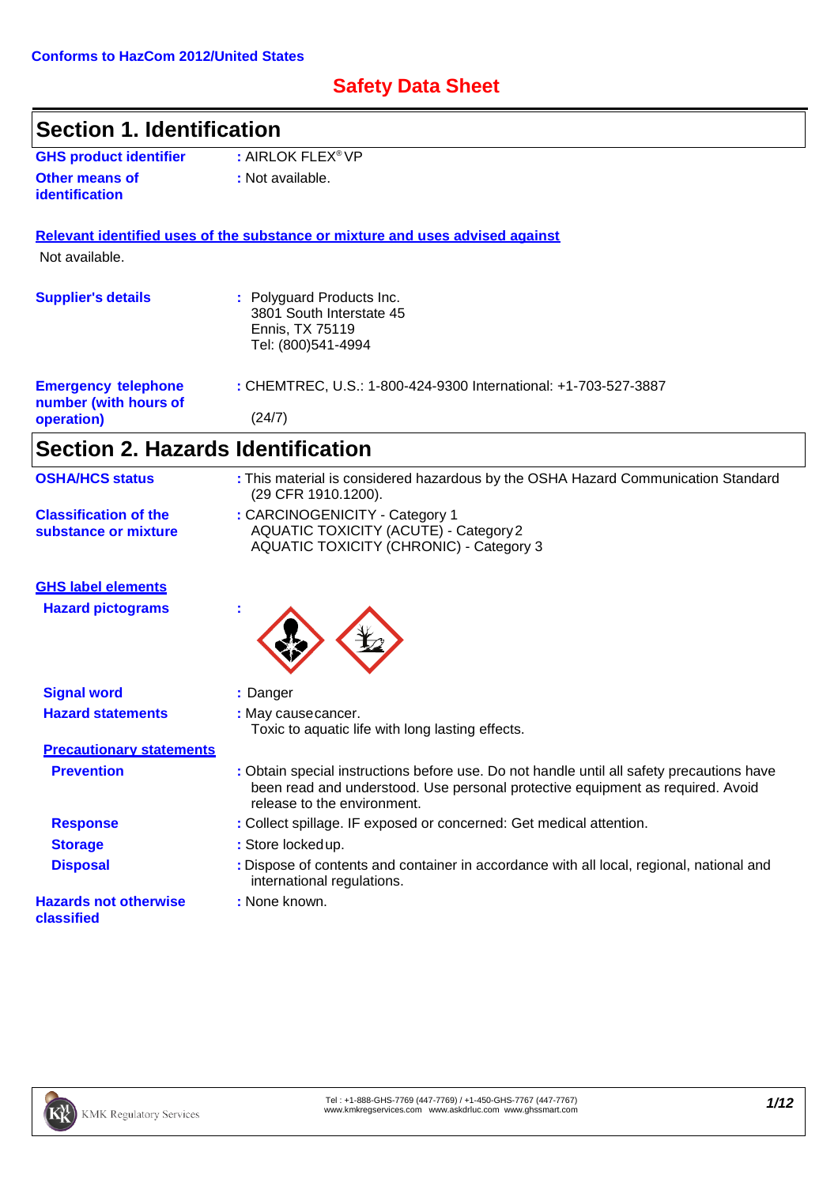Conforms to HazCom 2012/United States

# Safety Data Sheet

## Section 1. Identification

**GHS product identifier** : AIRLOK FLEX® VP

**Other means of identification** : Not available.

**Relevant identified uses of the substance or mixture and uses advised against**

Not available.

**Supplier's details** : Polyguard Products Inc.
3801 South Interstate 45
Ennis, TX 75119
Tel: (800)541-4994

**Emergency telephone number (with hours of operation)** : CHEMTREC, U.S.: 1-800-424-9300 International: +1-703-527-3887
(24/7)

## Section 2. Hazards Identification

**OSHA/HCS status** : This material is considered hazardous by the OSHA Hazard Communication Standard (29 CFR 1910.1200).

**Classification of the substance or mixture** : CARCINOGENICITY - Category 1
AQUATIC TOXICITY (ACUTE) - Category 2
AQUATIC TOXICITY (CHRONIC) - Category 3

**GHS label elements**

**Hazard pictograms** :

**Signal word** : Danger

**Hazard statements** : May cause cancer.
Toxic to aquatic life with long lasting effects.

**Precautionary statements**

**Prevention** : Obtain special instructions before use. Do not handle until all safety precautions have been read and understood. Use personal protective equipment as required. Avoid release to the environment.

**Response** : Collect spillage. IF exposed or concerned: Get medical attention.

**Storage** : Store locked up.

**Disposal** : Dispose of contents and container in accordance with all local, regional, national and international regulations.

**Hazards not otherwise classified** : None known.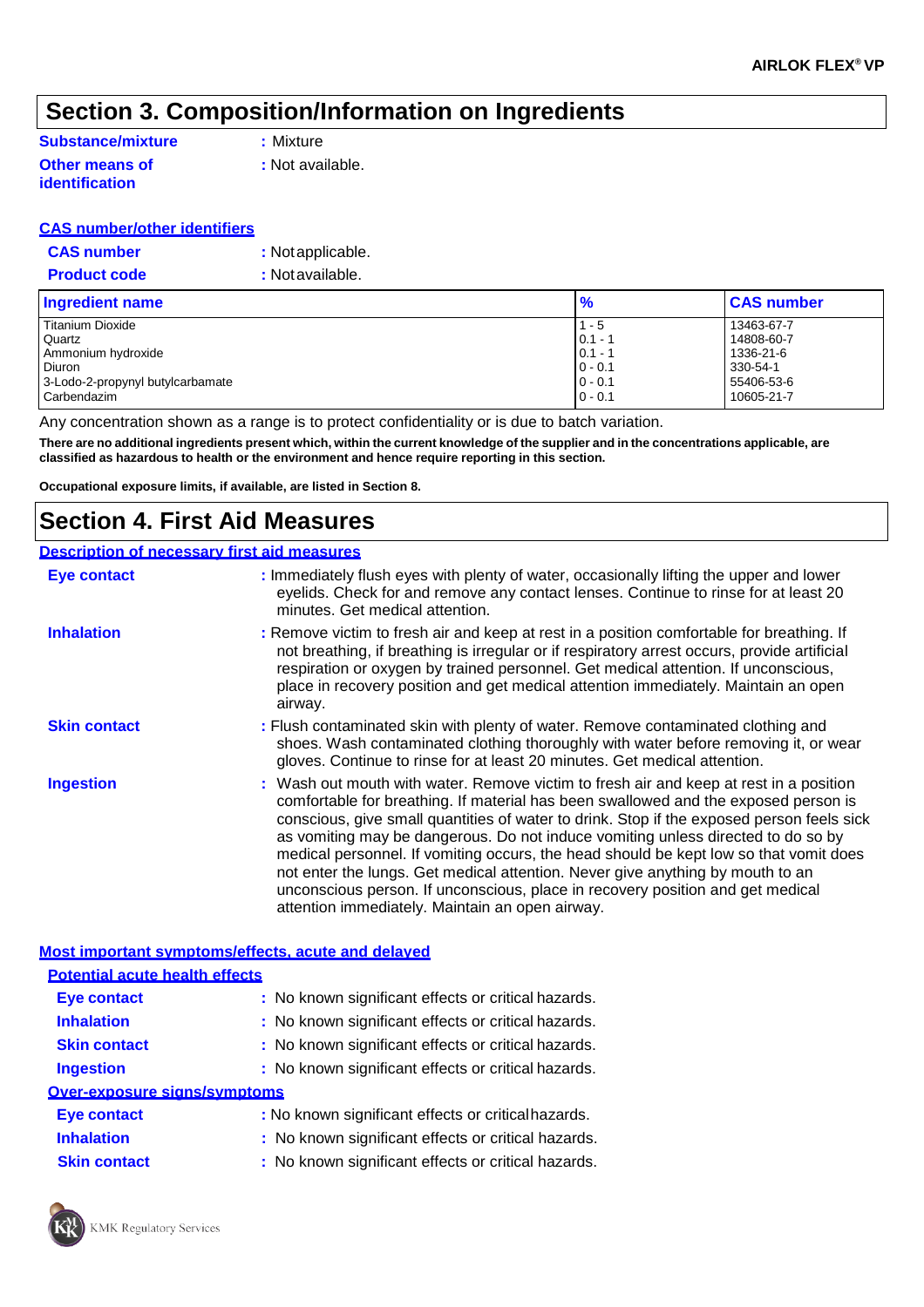## Section 3. Composition/Information on Ingredients

**Substance/mixture** : Mixture

**Other means of identification** : Not available.

**CAS number/other identifiers**

**CAS number** : Not applicable.

**Product code** : Not available.

| Ingredient name | % | CAS number |
|---|---|---|
| Titanium Dioxide | 1 - 5 | 13463-67-7 |
| Quartz | 0.1 - 1 | 14808-60-7 |
| Ammonium hydroxide | 0.1 - 1 | 1336-21-6 |
| Diuron | 0 - 0.1 | 330-54-1 |
| 3-Lodo-2-propynyl butylcarbamate | 0 - 0.1 | 55406-53-6 |
| Carbendazim | 0 - 0.1 | 10605-21-7 |

Any concentration shown as a range is to protect confidentiality or is due to batch variation.

**There are no additional ingredients present which, within the current knowledge of the supplier and in the concentrations applicable, are classified as hazardous to health or the environment and hence require reporting in this section.**

**Occupational exposure limits, if available, are listed in Section 8.**

## Section 4. First Aid Measures

**Description of necessary first aid measures**

**Eye contact** : Immediately flush eyes with plenty of water, occasionally lifting the upper and lower eyelids. Check for and remove any contact lenses. Continue to rinse for at least 20 minutes. Get medical attention.

**Inhalation** : Remove victim to fresh air and keep at rest in a position comfortable for breathing. If not breathing, if breathing is irregular or if respiratory arrest occurs, provide artificial respiration or oxygen by trained personnel. Get medical attention. If unconscious, place in recovery position and get medical attention immediately. Maintain an open airway.

**Skin contact** : Flush contaminated skin with plenty of water. Remove contaminated clothing and shoes. Wash contaminated clothing thoroughly with water before removing it, or wear gloves. Continue to rinse for at least 20 minutes. Get medical attention.

**Ingestion** : Wash out mouth with water. Remove victim to fresh air and keep at rest in a position comfortable for breathing. If material has been swallowed and the exposed person is conscious, give small quantities of water to drink. Stop if the exposed person feels sick as vomiting may be dangerous. Do not induce vomiting unless directed to do so by medical personnel. If vomiting occurs, the head should be kept low so that vomit does not enter the lungs. Get medical attention. Never give anything by mouth to an unconscious person. If unconscious, place in recovery position and get medical attention immediately. Maintain an open airway.

**Most important symptoms/effects, acute and delayed**

**Potential acute health effects**

**Eye contact** : No known significant effects or critical hazards.

**Inhalation** : No known significant effects or critical hazards.

**Skin contact** : No known significant effects or critical hazards.

**Ingestion** : No known significant effects or critical hazards.

**Over-exposure signs/symptoms**

**Eye contact** : No known significant effects or critical hazards.

**Inhalation** : No known significant effects or critical hazards.

**Skin contact** : No known significant effects or critical hazards.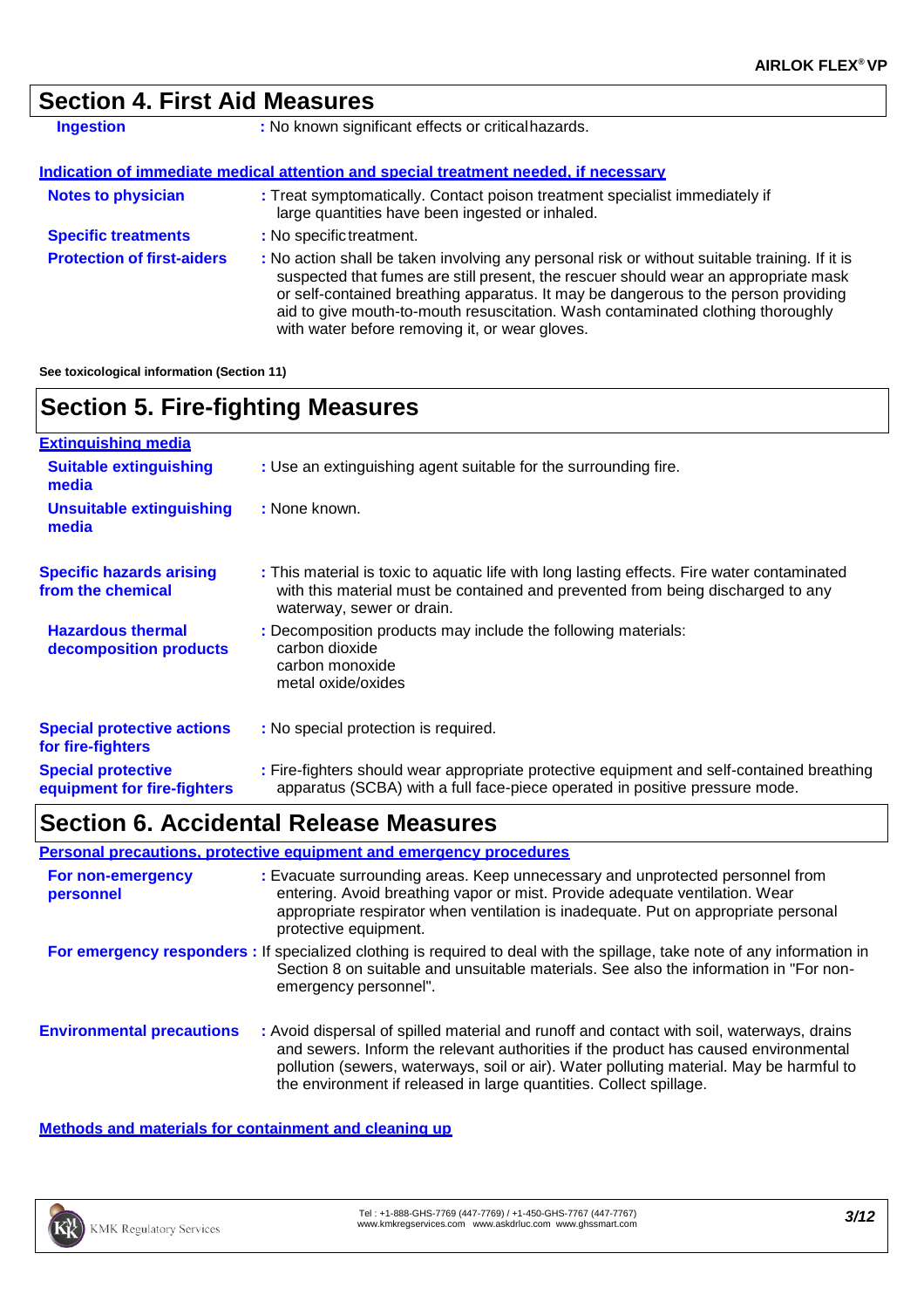## Section 4. First Aid Measures

**Ingestion** : No known significant effects or critical hazards.

### Indication of immediate medical attention and special treatment needed, if necessary

**Notes to physician** : Treat symptomatically. Contact poison treatment specialist immediately if large quantities have been ingested or inhaled.

**Specific treatments** : No specific treatment.

**Protection of first-aiders** : No action shall be taken involving any personal risk or without suitable training. If it is suspected that fumes are still present, the rescuer should wear an appropriate mask or self-contained breathing apparatus. It may be dangerous to the person providing aid to give mouth-to-mouth resuscitation. Wash contaminated clothing thoroughly with water before removing it, or wear gloves.

**See toxicological information (Section 11)**

## Section 5. Fire-fighting Measures

### Extinguishing media

**Suitable extinguishing media** : Use an extinguishing agent suitable for the surrounding fire.

**Unsuitable extinguishing media** : None known.

**Specific hazards arising from the chemical** : This material is toxic to aquatic life with long lasting effects. Fire water contaminated with this material must be contained and prevented from being discharged to any waterway, sewer or drain.

**Hazardous thermal decomposition products** : Decomposition products may include the following materials:
carbon dioxide
carbon monoxide
metal oxide/oxides

**Special protective actions for fire-fighters** : No special protection is required.

**Special protective equipment for fire-fighters** : Fire-fighters should wear appropriate protective equipment and self-contained breathing apparatus (SCBA) with a full face-piece operated in positive pressure mode.

## Section 6. Accidental Release Measures

### Personal precautions, protective equipment and emergency procedures

**For non-emergency personnel** : Evacuate surrounding areas. Keep unnecessary and unprotected personnel from entering. Avoid breathing vapor or mist. Provide adequate ventilation. Wear appropriate respirator when ventilation is inadequate. Put on appropriate personal protective equipment.

**For emergency responders** : If specialized clothing is required to deal with the spillage, take note of any information in Section 8 on suitable and unsuitable materials. See also the information in "For non-emergency personnel".

**Environmental precautions** : Avoid dispersal of spilled material and runoff and contact with soil, waterways, drains and sewers. Inform the relevant authorities if the product has caused environmental pollution (sewers, waterways, soil or air). Water polluting material. May be harmful to the environment if released in large quantities. Collect spillage.

### Methods and materials for containment and cleaning up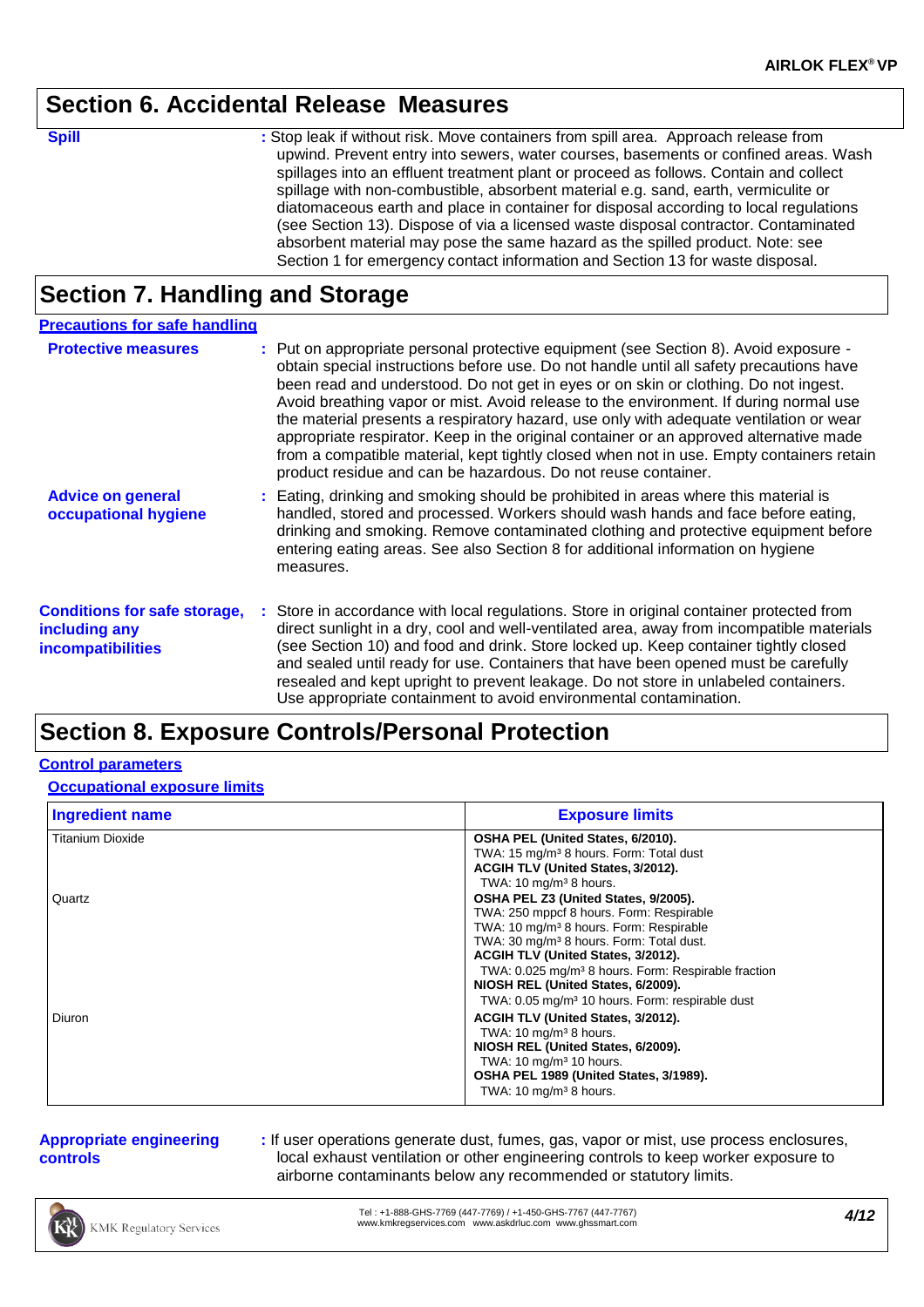## Section 6. Accidental Release Measures

**Spill** : Stop leak if without risk. Move containers from spill area. Approach release from upwind. Prevent entry into sewers, water courses, basements or confined areas. Wash spillages into an effluent treatment plant or proceed as follows. Contain and collect spillage with non-combustible, absorbent material e.g. sand, earth, vermiculite or diatomaceous earth and place in container for disposal according to local regulations (see Section 13). Dispose of via a licensed waste disposal contractor. Contaminated absorbent material may pose the same hazard as the spilled product. Note: see Section 1 for emergency contact information and Section 13 for waste disposal.

## Section 7. Handling and Storage

**Precautions for safe handling**

**Protective measures** : Put on appropriate personal protective equipment (see Section 8). Avoid exposure - obtain special instructions before use. Do not handle until all safety precautions have been read and understood. Do not get in eyes or on skin or clothing. Do not ingest. Avoid breathing vapor or mist. Avoid release to the environment. If during normal use the material presents a respiratory hazard, use only with adequate ventilation or wear appropriate respirator. Keep in the original container or an approved alternative made from a compatible material, kept tightly closed when not in use. Empty containers retain product residue and can be hazardous. Do not reuse container.

**Advice on general occupational hygiene** : Eating, drinking and smoking should be prohibited in areas where this material is handled, stored and processed. Workers should wash hands and face before eating, drinking and smoking. Remove contaminated clothing and protective equipment before entering eating areas. See also Section 8 for additional information on hygiene measures.

**Conditions for safe storage, including any incompatibilities** : Store in accordance with local regulations. Store in original container protected from direct sunlight in a dry, cool and well-ventilated area, away from incompatible materials (see Section 10) and food and drink. Store locked up. Keep container tightly closed and sealed until ready for use. Containers that have been opened must be carefully resealed and kept upright to prevent leakage. Do not store in unlabeled containers. Use appropriate containment to avoid environmental contamination.

## Section 8. Exposure Controls/Personal Protection

**Control parameters**

**Occupational exposure limits**

| Ingredient name | Exposure limits |
|---|---|
| Titanium Dioxide | **OSHA PEL (United States, 6/2010).**<br>TWA: 15 mg/m³ 8 hours. Form: Total dust<br>**ACGIH TLV (United States, 3/2012).**<br>TWA: 10 mg/m³ 8 hours. |
| Quartz | **OSHA PEL Z3 (United States, 9/2005).**<br>TWA: 250 mppcf 8 hours. Form: Respirable<br>TWA: 10 mg/m³ 8 hours. Form: Respirable<br>TWA: 30 mg/m³ 8 hours. Form: Total dust.<br>**ACGIH TLV (United States, 3/2012).**<br>TWA: 0.025 mg/m³ 8 hours. Form: Respirable fraction<br>**NIOSH REL (United States, 6/2009).**<br>TWA: 0.05 mg/m³ 10 hours. Form: respirable dust |
| Diuron | **ACGIH TLV (United States, 3/2012).**<br>TWA: 10 mg/m³ 8 hours.<br>**NIOSH REL (United States, 6/2009).**<br>TWA: 10 mg/m³ 10 hours.<br>**OSHA PEL 1989 (United States, 3/1989).**<br>TWA: 10 mg/m³ 8 hours. |

**Appropriate engineering controls** : If user operations generate dust, fumes, gas, vapor or mist, use process enclosures, local exhaust ventilation or other engineering controls to keep worker exposure to airborne contaminants below any recommended or statutory limits.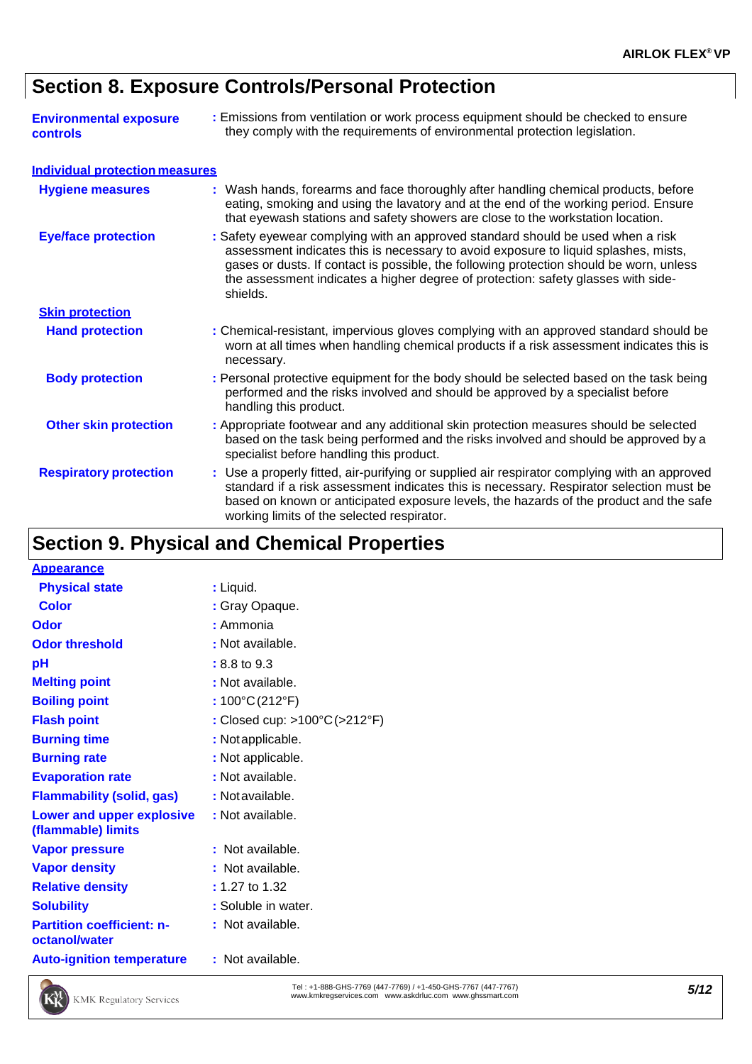## Section 8. Exposure Controls/Personal Protection

**Environmental exposure controls** : Emissions from ventilation or work process equipment should be checked to ensure they comply with the requirements of environmental protection legislation.

### Individual protection measures

**Hygiene measures** : Wash hands, forearms and face thoroughly after handling chemical products, before eating, smoking and using the lavatory and at the end of the working period. Ensure that eyewash stations and safety showers are close to the workstation location.

**Eye/face protection** : Safety eyewear complying with an approved standard should be used when a risk assessment indicates this is necessary to avoid exposure to liquid splashes, mists, gases or dusts. If contact is possible, the following protection should be worn, unless the assessment indicates a higher degree of protection: safety glasses with side-shields.

**Skin protection**

**Hand protection** : Chemical-resistant, impervious gloves complying with an approved standard should be worn at all times when handling chemical products if a risk assessment indicates this is necessary.

**Body protection** : Personal protective equipment for the body should be selected based on the task being performed and the risks involved and should be approved by a specialist before handling this product.

**Other skin protection** : Appropriate footwear and any additional skin protection measures should be selected based on the task being performed and the risks involved and should be approved by a specialist before handling this product.

**Respiratory protection** : Use a properly fitted, air-purifying or supplied air respirator complying with an approved standard if a risk assessment indicates this is necessary. Respirator selection must be based on known or anticipated exposure levels, the hazards of the product and the safe working limits of the selected respirator.

## Section 9. Physical and Chemical Properties

**Appearance**

**Physical state** : Liquid.

**Color** : Gray Opaque.

**Odor** : Ammonia

**Odor threshold** : Not available.

**pH** : 8.8 to 9.3

**Melting point** : Not available.

**Boiling point** : 100°C (212°F)

**Flash point** : Closed cup: >100°C (>212°F)

**Burning time** : Not applicable.

**Burning rate** : Not applicable.

**Evaporation rate** : Not available.

**Flammability (solid, gas)** : Not available.

**Lower and upper explosive (flammable) limits** : Not available.

**Vapor pressure** : Not available.

**Vapor density** : Not available.

**Relative density** : 1.27 to 1.32

**Solubility** : Soluble in water.

**Partition coefficient: n-octanol/water** : Not available.

**Auto-ignition temperature** : Not available.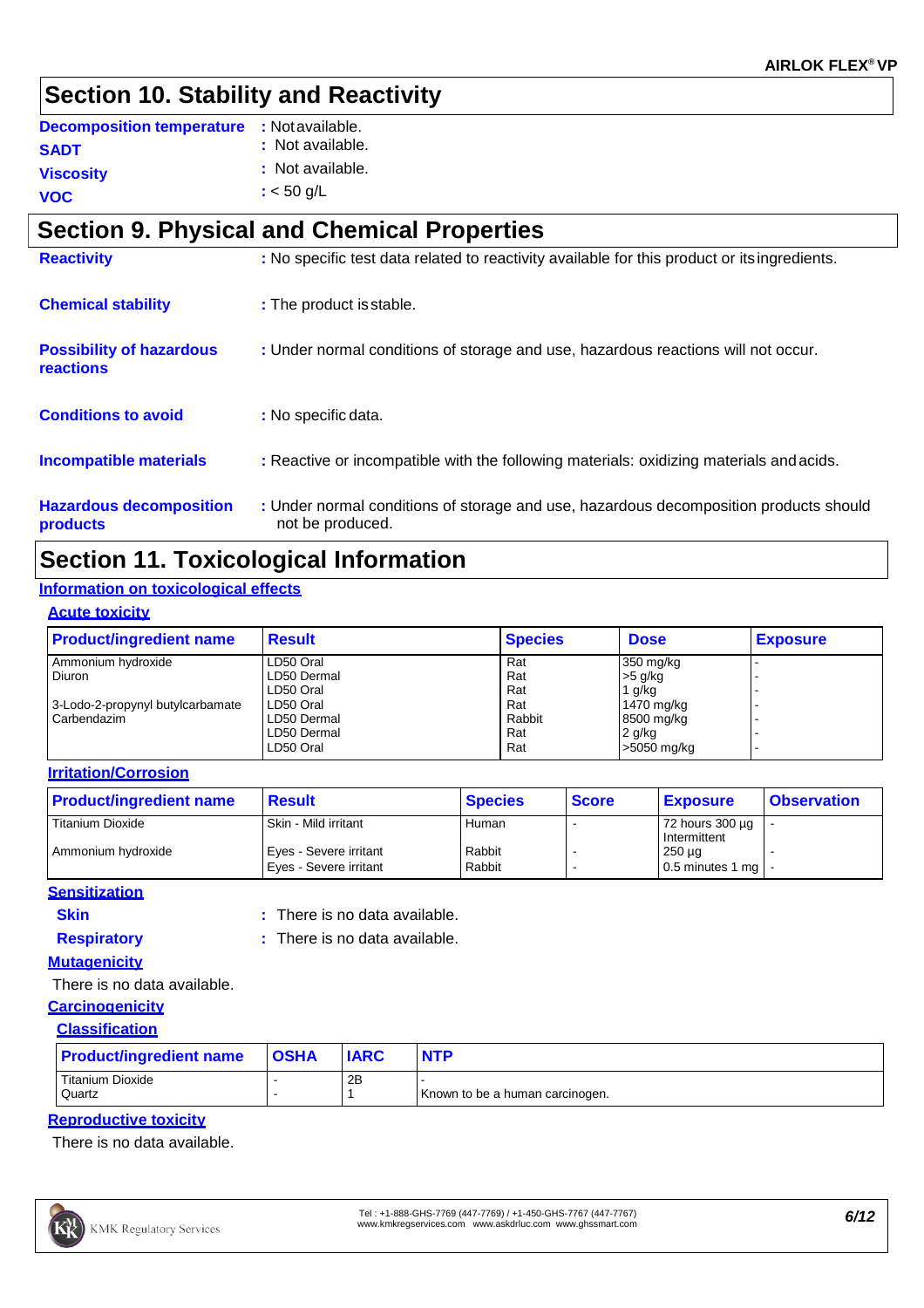## Section 10. Stability and Reactivity

**Decomposition temperature** : Not available.

**SADT** : Not available.

**Viscosity** : Not available.

**VOC** : < 50 g/L

## Section 9. Physical and Chemical Properties

**Reactivity** : No specific test data related to reactivity available for this product or its ingredients.

**Chemical stability** : The product is stable.

**Possibility of hazardous reactions** : Under normal conditions of storage and use, hazardous reactions will not occur.

**Conditions to avoid** : No specific data.

**Incompatible materials** : Reactive or incompatible with the following materials: oxidizing materials and acids.

**Hazardous decomposition products** : Under normal conditions of storage and use, hazardous decomposition products should not be produced.

## Section 11. Toxicological Information

### Information on toxicological effects

#### Acute toxicity

| Product/ingredient name | Result | Species | Dose | Exposure |
|---|---|---|---|---|
| Ammonium hydroxide | LD50 Oral | Rat | 350 mg/kg | - |
| Diuron | LD50 Dermal | Rat | >5 g/kg | - |
| | LD50 Oral | Rat | 1 g/kg | - |
| 3-Lodo-2-propynyl butylcarbamate | LD50 Oral | Rat | 1470 mg/kg | - |
| Carbendazim | LD50 Dermal | Rabbit | 8500 mg/kg | - |
| | LD50 Dermal | Rat | 2 g/kg | - |
| | LD50 Oral | Rat | >5050 mg/kg | - |

#### Irritation/Corrosion

| Product/ingredient name | Result | Species | Score | Exposure | Observation |
|---|---|---|---|---|---|
| Titanium Dioxide | Skin - Mild irritant | Human | - | 72 hours 300 µg Intermittent | - |
| Ammonium hydroxide | Eyes - Severe irritant | Rabbit | - | 250 µg | - |
| | Eyes - Severe irritant | Rabbit | - | 0.5 minutes 1 mg | - |

#### Sensitization

**Skin** : There is no data available.

**Respiratory** : There is no data available.

#### Mutagenicity

There is no data available.

#### Carcinogenicity

##### Classification

| Product/ingredient name | OSHA | IARC | NTP |
|---|---|---|---|
| Titanium Dioxide | - | 2B | - |
| Quartz | - | 1 | Known to be a human carcinogen. |

#### Reproductive toxicity

There is no data available.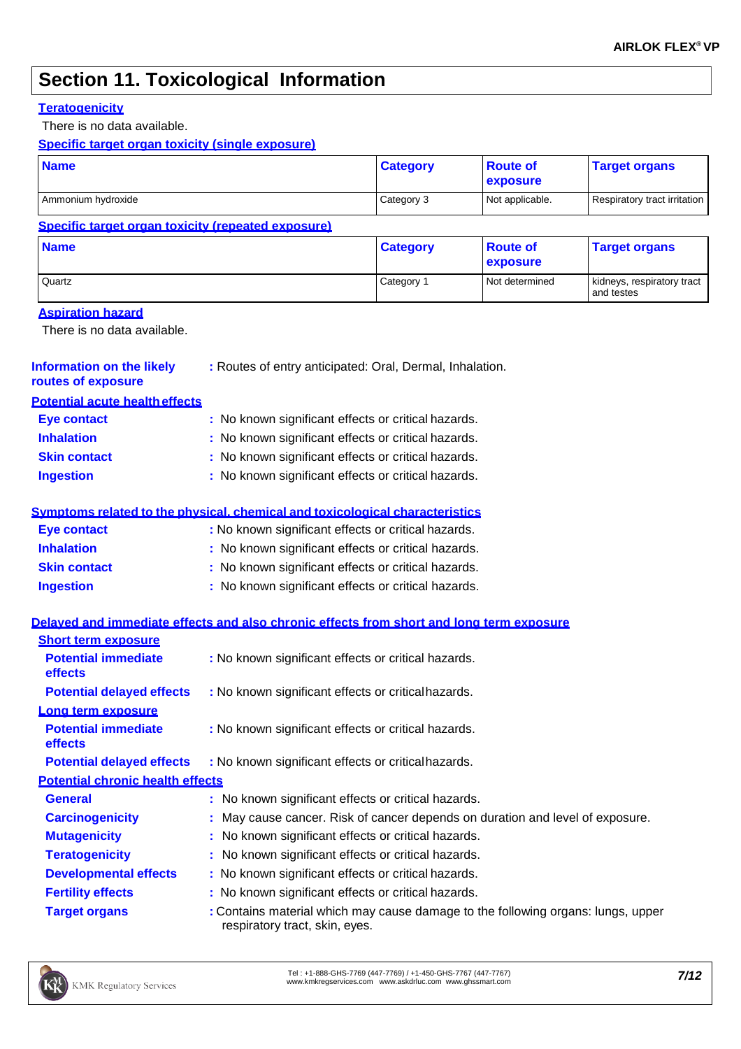# Section 11. Toxicological Information

**Teratogenicity**

There is no data available.

**Specific target organ toxicity (single exposure)**

| Name | Category | Route of exposure | Target organs |
|---|---|---|---|
| Ammonium hydroxide | Category 3 | Not applicable. | Respiratory tract irritation |

**Specific target organ toxicity (repeated exposure)**

| Name | Category | Route of exposure | Target organs |
|---|---|---|---|
| Quartz | Category 1 | Not determined | kidneys, respiratory tract and testes |

**Aspiration hazard**

There is no data available.

**Information on the likely routes of exposure** : Routes of entry anticipated: Oral, Dermal, Inhalation.

**Potential acute health effects**

- **Eye contact** : No known significant effects or critical hazards.
- **Inhalation** : No known significant effects or critical hazards.
- **Skin contact** : No known significant effects or critical hazards.
- **Ingestion** : No known significant effects or critical hazards.

**Symptoms related to the physical, chemical and toxicological characteristics**

- **Eye contact** : No known significant effects or critical hazards.
- **Inhalation** : No known significant effects or critical hazards.
- **Skin contact** : No known significant effects or critical hazards.
- **Ingestion** : No known significant effects or critical hazards.

**Delayed and immediate effects and also chronic effects from short and long term exposure**

**Short term exposure**

- **Potential immediate effects** : No known significant effects or critical hazards.
- **Potential delayed effects** : No known significant effects or critical hazards.

**Long term exposure**

- **Potential immediate effects** : No known significant effects or critical hazards.
- **Potential delayed effects** : No known significant effects or critical hazards.

**Potential chronic health effects**

- **General** : No known significant effects or critical hazards.
- **Carcinogenicity** : May cause cancer. Risk of cancer depends on duration and level of exposure.
- **Mutagenicity** : No known significant effects or critical hazards.
- **Teratogenicity** : No known significant effects or critical hazards.
- **Developmental effects** : No known significant effects or critical hazards.
- **Fertility effects** : No known significant effects or critical hazards.
- **Target organs** : Contains material which may cause damage to the following organs: lungs, upper respiratory tract, skin, eyes.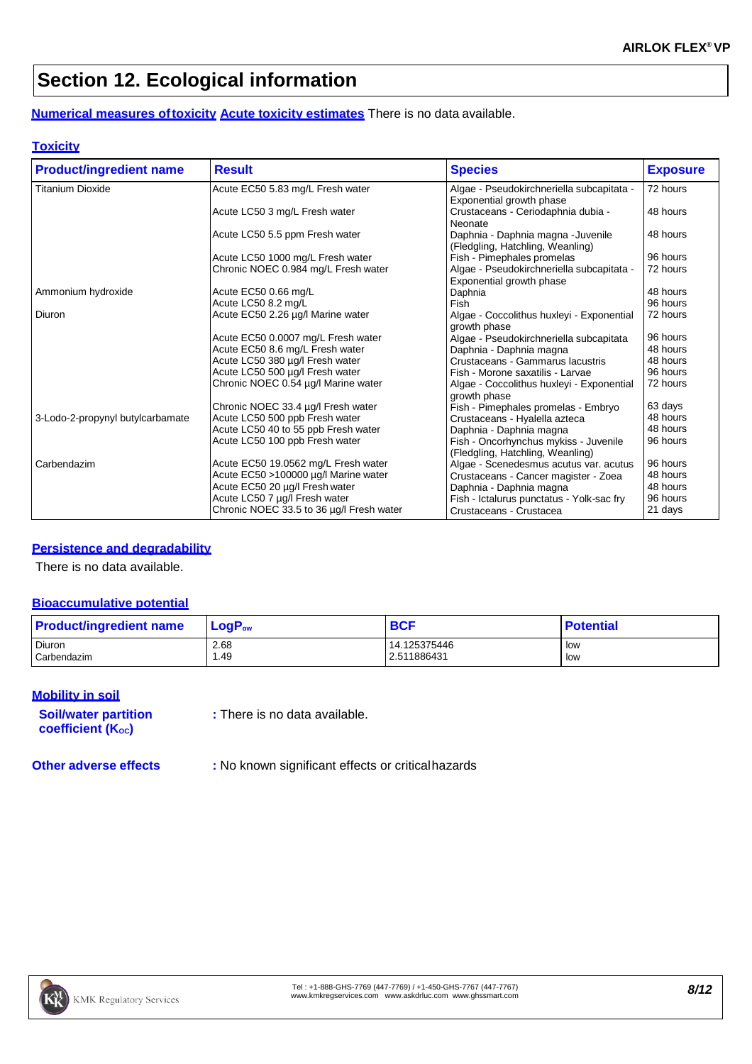## Section 12. Ecological information

**Numerical measures of toxicity** **Acute toxicity estimates** There is no data available.

**Toxicity**

| Product/ingredient name | Result | Species | Exposure |
|---|---|---|---|
| Titanium Dioxide | Acute EC50 5.83 mg/L Fresh water | Algae - Pseudokirchneriella subcapitata - Exponential growth phase | 72 hours |
| | Acute LC50 3 mg/L Fresh water | Crustaceans - Ceriodaphnia dubia - Neonate | 48 hours |
| | Acute LC50 5.5 ppm Fresh water | Daphnia - Daphnia magna -Juvenile (Fledgling, Hatchling, Weanling) | 48 hours |
| | Acute LC50 1000 mg/L Fresh water | Fish - Pimephales promelas | 96 hours |
| | Chronic NOEC 0.984 mg/L Fresh water | Algae - Pseudokirchneriella subcapitata - Exponential growth phase | 72 hours |
| Ammonium hydroxide | Acute EC50 0.66 mg/L | Daphnia | 48 hours |
| | Acute LC50 8.2 mg/L | Fish | 96 hours |
| Diuron | Acute EC50 2.26 µg/l Marine water | Algae - Coccolithus huxleyi - Exponential growth phase | 72 hours |
| | Acute EC50 0.0007 mg/L Fresh water | Algae - Pseudokirchneriella subcapitata | 96 hours |
| | Acute EC50 8.6 mg/L Fresh water | Daphnia - Daphnia magna | 48 hours |
| | Acute LC50 380 µg/l Fresh water | Crustaceans - Gammarus lacustris | 48 hours |
| | Acute LC50 500 µg/l Fresh water | Fish - Morone saxatilis - Larvae | 96 hours |
| | Chronic NOEC 0.54 µg/l Marine water | Algae - Coccolithus huxleyi - Exponential growth phase | 72 hours |
| | Chronic NOEC 33.4 µg/l Fresh water | Fish - Pimephales promelas - Embryo | 63 days |
| 3-Lodo-2-propynyl butylcarbamate | Acute LC50 500 ppb Fresh water | Crustaceans - Hyalella azteca | 48 hours |
| | Acute LC50 40 to 55 ppb Fresh water | Daphnia - Daphnia magna | 48 hours |
| | Acute LC50 100 ppb Fresh water | Fish - Oncorhynchus mykiss - Juvenile (Fledgling, Hatchling, Weanling) | 96 hours |
| Carbendazim | Acute EC50 19.0562 mg/L Fresh water | Algae - Scenedesmus acutus var. acutus | 96 hours |
| | Acute EC50 >100000 µg/l Marine water | Crustaceans - Cancer magister - Zoea | 48 hours |
| | Acute EC50 20 µg/l Fresh water | Daphnia - Daphnia magna | 48 hours |
| | Acute LC50 7 µg/l Fresh water | Fish - Ictalurus punctatus - Yolk-sac fry | 96 hours |
| | Chronic NOEC 33.5 to 36 µg/l Fresh water | Crustaceans - Crustacea | 21 days |

**Persistence and degradability**

There is no data available.

**Bioaccumulative potential**

| Product/ingredient name | $LogP_{ow}$ | BCF | Potential |
|---|---|---|---|
| Diuron | 2.68 | 14.125375446 | low |
| Carbendazim | 1.49 | 2.511886431 | low |

**Mobility in soil**

**Soil/water partition coefficient ($K_{OC}$)** : There is no data available.

**Other adverse effects** : No known significant effects or critical hazards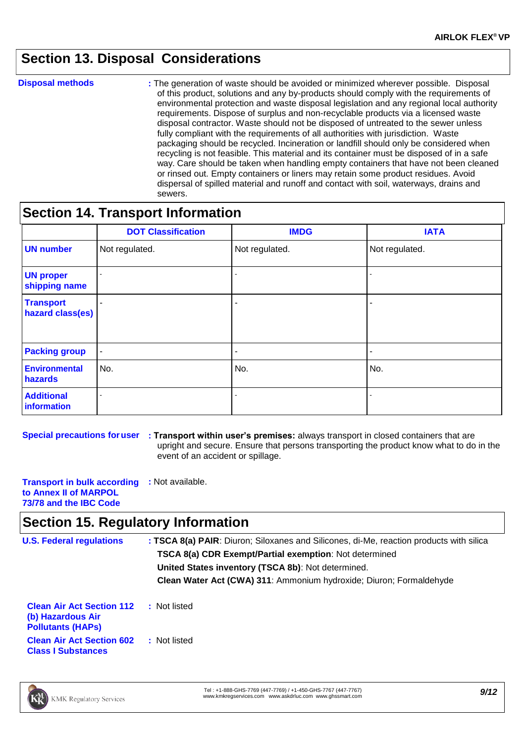## Section 13. Disposal Considerations

**Disposal methods** : The generation of waste should be avoided or minimized wherever possible. Disposal of this product, solutions and any by-products should comply with the requirements of environmental protection and waste disposal legislation and any regional local authority requirements. Dispose of surplus and non-recyclable products via a licensed waste disposal contractor. Waste should not be disposed of untreated to the sewer unless fully compliant with the requirements of all authorities with jurisdiction. Waste packaging should be recycled. Incineration or landfill should only be considered when recycling is not feasible. This material and its container must be disposed of in a safe way. Care should be taken when handling empty containers that have not been cleaned or rinsed out. Empty containers or liners may retain some product residues. Avoid dispersal of spilled material and runoff and contact with soil, waterways, drains and sewers.

## Section 14. Transport Information

| | DOT Classification | IMDG | IATA |
|---|---|---|---|
| **UN number** | Not regulated. | Not regulated. | Not regulated. |
| **UN proper shipping name** | - | - | - |
| **Transport hazard class(es)** | - | - | - |
| **Packing group** | - | - | - |
| **Environmental hazards** | No. | No. | No. |
| **Additional information** | - | - | - |

**Special precautions for user** : **Transport within user's premises:** always transport in closed containers that are upright and secure. Ensure that persons transporting the product know what to do in the event of an accident or spillage.

**Transport in bulk according to Annex II of MARPOL 73/78 and the IBC Code** : Not available.

## Section 15. Regulatory Information

**U.S. Federal regulations** : **TSCA 8(a) PAIR**: Diuron; Siloxanes and Silicones, di-Me, reaction products with silica

**TSCA 8(a) CDR Exempt/Partial exemption**: Not determined

**United States inventory (TSCA 8b)**: Not determined.

**Clean Water Act (CWA) 311**: Ammonium hydroxide; Diuron; Formaldehyde

**Clean Air Act Section 112 (b) Hazardous Air Pollutants (HAPs)** : Not listed

**Clean Air Act Section 602 Class I Substances** : Not listed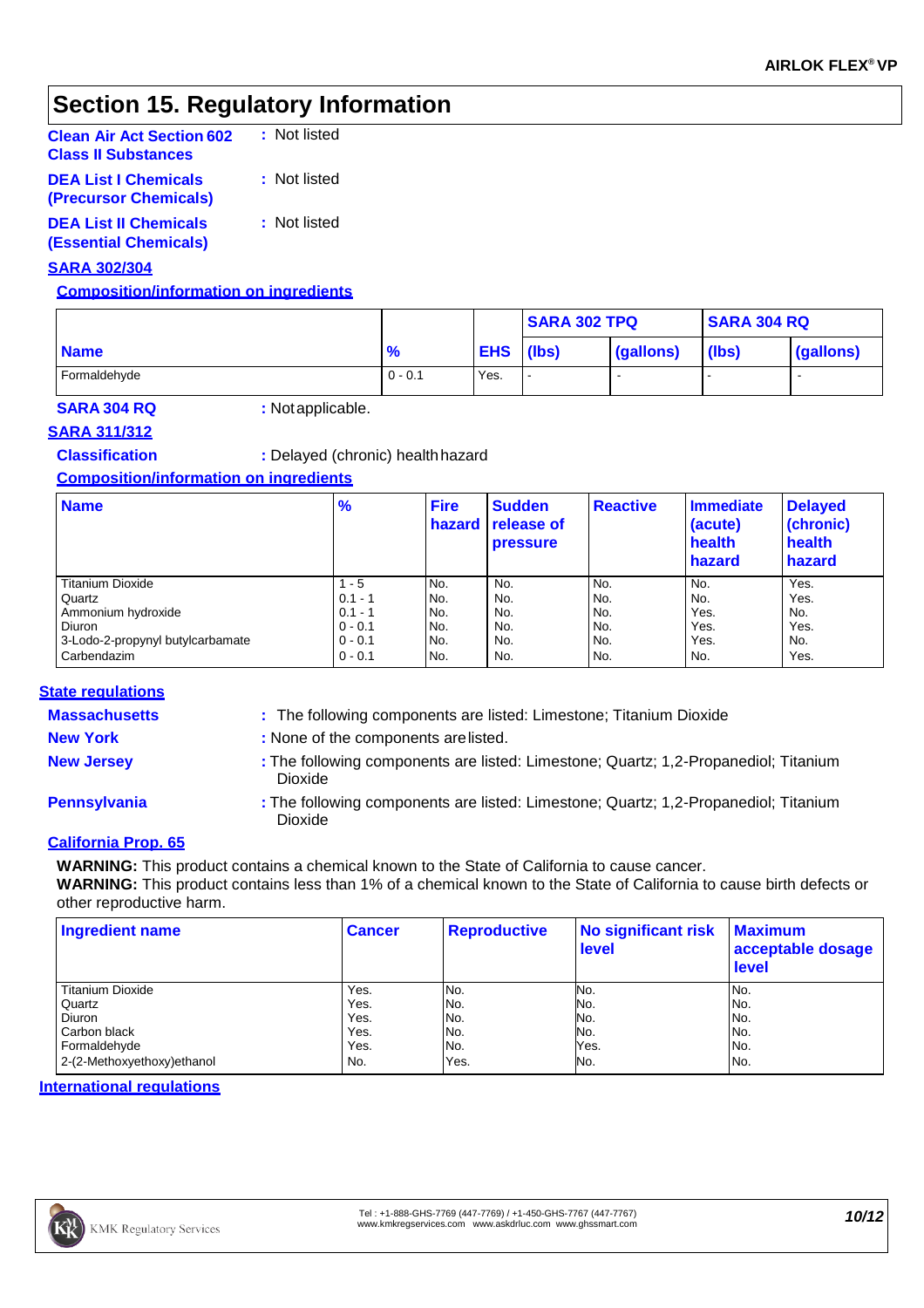## Section 15. Regulatory Information

**Clean Air Act Section 602 Class II Substances** : Not listed

**DEA List I Chemicals (Precursor Chemicals)** : Not listed

**DEA List II Chemicals (Essential Chemicals)** : Not listed

### SARA 302/304

**Composition/information on ingredients**

| Name | % | EHS | SARA 302 TPQ | | SARA 304 RQ | |
|---|---|---|---|---|---|---|
| | | | (lbs) | (gallons) | (lbs) | (gallons) |
| Formaldehyde | 0 - 0.1 | Yes. | - | - | - | - |

**SARA 304 RQ** : Not applicable.

### SARA 311/312

**Classification** : Delayed (chronic) health hazard

**Composition/information on ingredients**

| Name | % | Fire hazard | Sudden release of pressure | Reactive | Immediate (acute) health hazard | Delayed (chronic) health hazard |
|---|---|---|---|---|---|---|
| Titanium Dioxide | 1 - 5 | No. | No. | No. | No. | Yes. |
| Quartz | 0.1 - 1 | No. | No. | No. | No. | Yes. |
| Ammonium hydroxide | 0.1 - 1 | No. | No. | No. | Yes. | No. |
| Diuron | 0 - 0.1 | No. | No. | No. | Yes. | Yes. |
| 3-Lodo-2-propynyl butylcarbamate | 0 - 0.1 | No. | No. | No. | Yes. | No. |
| Carbendazim | 0 - 0.1 | No. | No. | No. | No. | Yes. |

### State regulations

**Massachusetts** : The following components are listed: Limestone; Titanium Dioxide

**New York** : None of the components are listed.

**New Jersey** : The following components are listed: Limestone; Quartz; 1,2-Propanediol; Titanium Dioxide

**Pennsylvania** : The following components are listed: Limestone; Quartz; 1,2-Propanediol; Titanium Dioxide

### California Prop. 65

**WARNING:** This product contains a chemical known to the State of California to cause cancer.
**WARNING:** This product contains less than 1% of a chemical known to the State of California to cause birth defects or other reproductive harm.

| Ingredient name | Cancer | Reproductive | No significant risk level | Maximum acceptable dosage level |
|---|---|---|---|---|
| Titanium Dioxide | Yes. | No. | No. | No. |
| Quartz | Yes. | No. | No. | No. |
| Diuron | Yes. | No. | No. | No. |
| Carbon black | Yes. | No. | No. | No. |
| Formaldehyde | Yes. | No. | Yes. | No. |
| 2-(2-Methoxyethoxy)ethanol | No. | Yes. | No. | No. |

### International regulations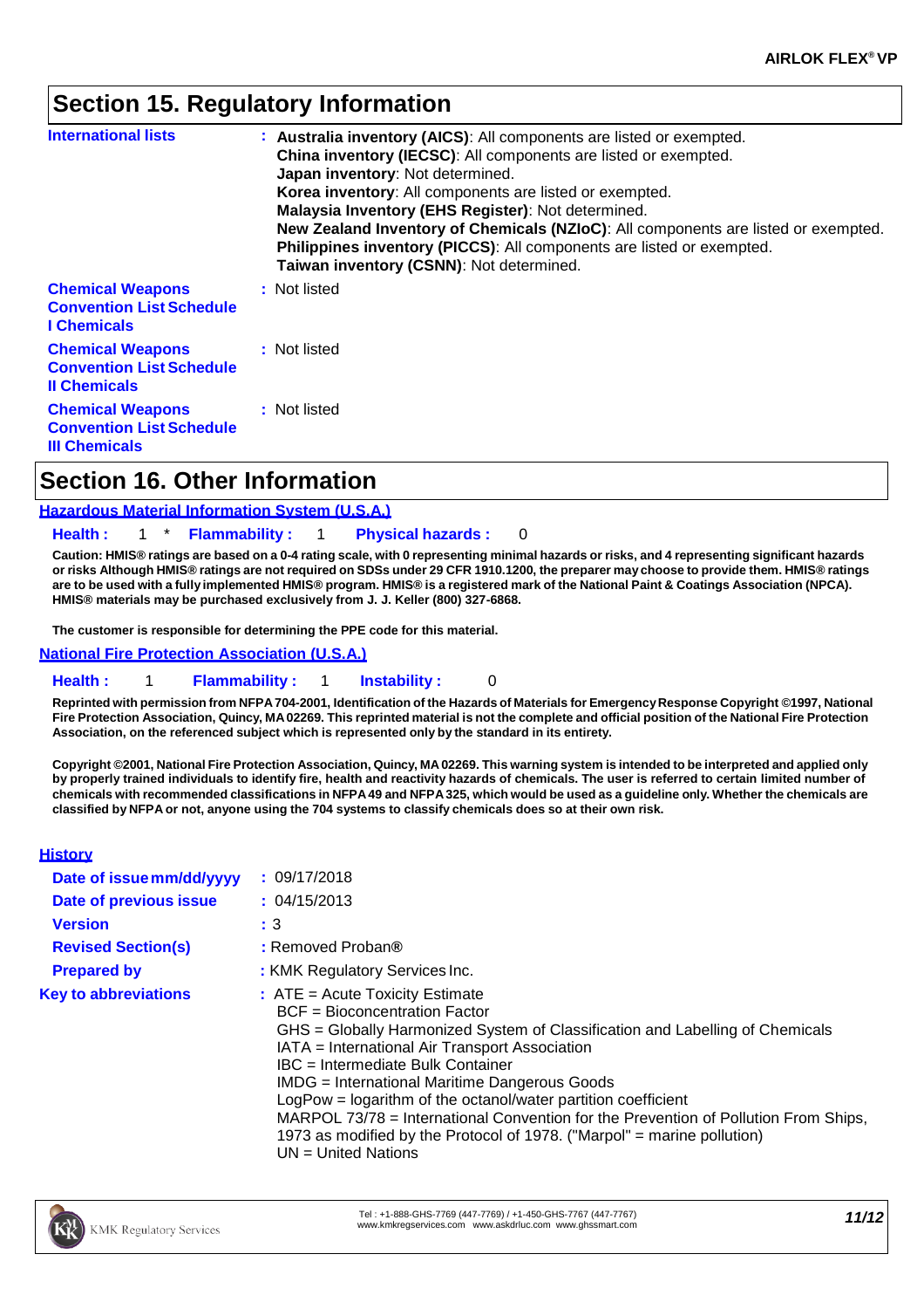## Section 15. Regulatory Information

**International lists** : **Australia inventory (AICS)**: All components are listed or exempted.
**China inventory (IECSC)**: All components are listed or exempted.
**Japan inventory**: Not determined.
**Korea inventory**: All components are listed or exempted.
**Malaysia Inventory (EHS Register)**: Not determined.
**New Zealand Inventory of Chemicals (NZIoC)**: All components are listed or exempted.
**Philippines inventory (PICCS)**: All components are listed or exempted.
**Taiwan inventory (CSNN)**: Not determined.

**Chemical Weapons Convention List Schedule I Chemicals** : Not listed

**Chemical Weapons Convention List Schedule II Chemicals** : Not listed

**Chemical Weapons Convention List Schedule III Chemicals** : Not listed

## Section 16. Other Information

**Hazardous Material Information System (U.S.A.)**

**Health :** 1 * **Flammability :** 1 **Physical hazards :** 0

**Caution: HMIS® ratings are based on a 0-4 rating scale, with 0 representing minimal hazards or risks, and 4 representing significant hazards or risks Although HMIS® ratings are not required on SDSs under 29 CFR 1910.1200, the preparer may choose to provide them. HMIS® ratings are to be used with a fully implemented HMIS® program. HMIS® is a registered mark of the National Paint & Coatings Association (NPCA). HMIS® materials may be purchased exclusively from J. J. Keller (800) 327-6868.**

**The customer is responsible for determining the PPE code for this material.**

**National Fire Protection Association (U.S.A.)**

**Health :** 1 **Flammability :** 1 **Instability :** 0

**Reprinted with permission from NFPA 704-2001, Identification of the Hazards of Materials for Emergency Response Copyright ©1997, National Fire Protection Association, Quincy, MA 02269. This reprinted material is not the complete and official position of the National Fire Protection Association, on the referenced subject which is represented only by the standard in its entirety.**

**Copyright ©2001, National Fire Protection Association, Quincy, MA 02269. This warning system is intended to be interpreted and applied only by properly trained individuals to identify fire, health and reactivity hazards of chemicals. The user is referred to certain limited number of chemicals with recommended classifications in NFPA 49 and NFPA 325, which would be used as a guideline only. Whether the chemicals are classified by NFPA or not, anyone using the 704 systems to classify chemicals does so at their own risk.**

**History**

**Date of issue mm/dd/yyyy** : 09/17/2018

**Date of previous issue** : 04/15/2013

**Version** : 3

**Revised Section(s)** : Removed Proban®

**Prepared by** : KMK Regulatory Services Inc.

**Key to abbreviations** : ATE = Acute Toxicity Estimate
BCF = Bioconcentration Factor
GHS = Globally Harmonized System of Classification and Labelling of Chemicals
IATA = International Air Transport Association
IBC = Intermediate Bulk Container
IMDG = International Maritime Dangerous Goods
LogPow = logarithm of the octanol/water partition coefficient
MARPOL 73/78 = International Convention for the Prevention of Pollution From Ships, 1973 as modified by the Protocol of 1978. ("Marpol" = marine pollution)
UN = United Nations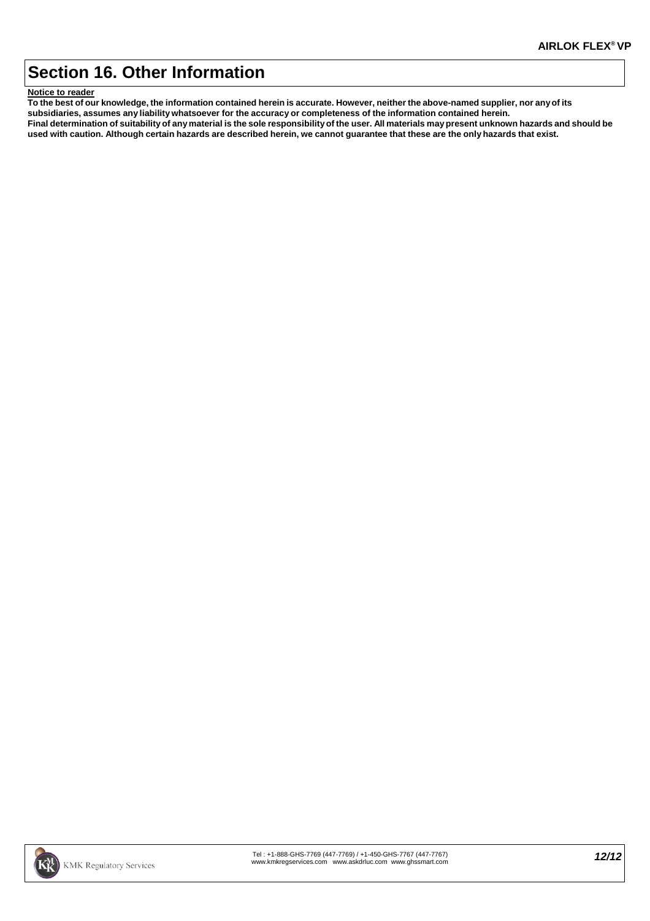# Section 16. Other Information

**Notice to reader**

**To the best of our knowledge, the information contained herein is accurate. However, neither the above-named supplier, nor any of its subsidiaries, assumes any liability whatsoever for the accuracy or completeness of the information contained herein.**
**Final determination of suitability of any material is the sole responsibility of the user. All materials may present unknown hazards and should be used with caution. Although certain hazards are described herein, we cannot guarantee that these are the only hazards that exist.**